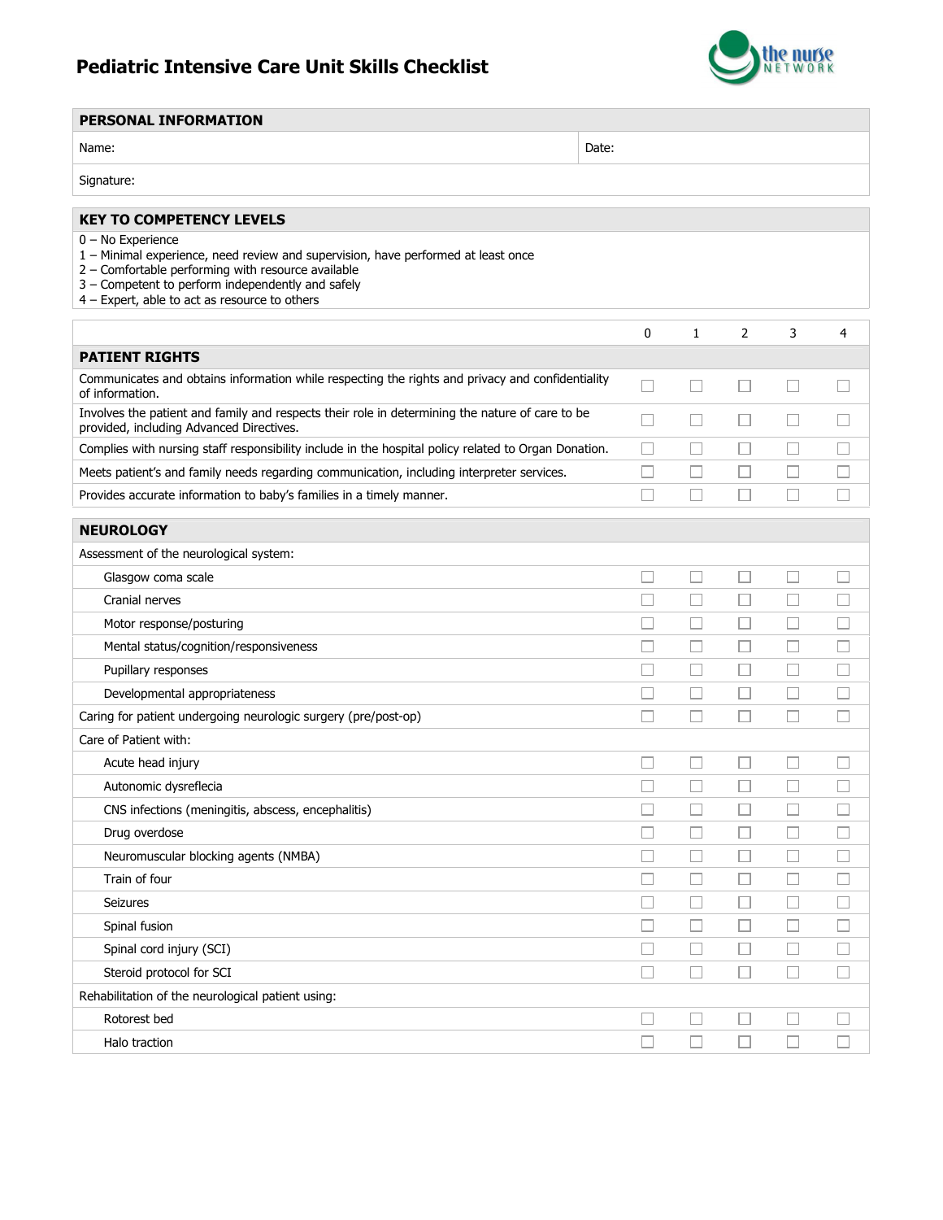# Pediatric Intensive Care Unit Skills Checklist

| PERSONAL INFORMATION | |
|---|---|
| Name: | Date: |
| Signature: | |

**KEY TO COMPETENCY LEVELS**

0 – No Experience
1 – Minimal experience, need review and supervision, have performed at least once
2 – Comfortable performing with resource available
3 – Competent to perform independently and safely
4 – Expert, able to act as resource to others

| | 0 | 1 | 2 | 3 | 4 |
|---|---|---|---|---|---|
| **PATIENT RIGHTS** | | | | | |
| Communicates and obtains information while respecting the rights and privacy and confidentiality of information. | ☐ | ☐ | ☐ | ☐ | ☐ |
| Involves the patient and family and respects their role in determining the nature of care to be provided, including Advanced Directives. | ☐ | ☐ | ☐ | ☐ | ☐ |
| Complies with nursing staff responsibility include in the hospital policy related to Organ Donation. | ☐ | ☐ | ☐ | ☐ | ☐ |
| Meets patient's and family needs regarding communication, including interpreter services. | ☐ | ☐ | ☐ | ☐ | ☐ |
| Provides accurate information to baby's families in a timely manner. | ☐ | ☐ | ☐ | ☐ | ☐ |
| **NEUROLOGY** | | | | | |
| Assessment of the neurological system: | | | | | |
| Glasgow coma scale | ☐ | ☐ | ☐ | ☐ | ☐ |
| Cranial nerves | ☐ | ☐ | ☐ | ☐ | ☐ |
| Motor response/posturing | ☐ | ☐ | ☐ | ☐ | ☐ |
| Mental status/cognition/responsiveness | ☐ | ☐ | ☐ | ☐ | ☐ |
| Pupillary responses | ☐ | ☐ | ☐ | ☐ | ☐ |
| Developmental appropriateness | ☐ | ☐ | ☐ | ☐ | ☐ |
| Caring for patient undergoing neurologic surgery (pre/post-op) | ☐ | ☐ | ☐ | ☐ | ☐ |
| Care of Patient with: | | | | | |
| Acute head injury | ☐ | ☐ | ☐ | ☐ | ☐ |
| Autonomic dysreflecia | ☐ | ☐ | ☐ | ☐ | ☐ |
| CNS infections (meningitis, abscess, encephalitis) | ☐ | ☐ | ☐ | ☐ | ☐ |
| Drug overdose | ☐ | ☐ | ☐ | ☐ | ☐ |
| Neuromuscular blocking agents (NMBA) | ☐ | ☐ | ☐ | ☐ | ☐ |
| Train of four | ☐ | ☐ | ☐ | ☐ | ☐ |
| Seizures | ☐ | ☐ | ☐ | ☐ | ☐ |
| Spinal fusion | ☐ | ☐ | ☐ | ☐ | ☐ |
| Spinal cord injury (SCI) | ☐ | ☐ | ☐ | ☐ | ☐ |
| Steroid protocol for SCI | ☐ | ☐ | ☐ | ☐ | ☐ |
| Rehabilitation of the neurological patient using: | | | | | |
| Rotorest bed | ☐ | ☐ | ☐ | ☐ | ☐ |
| Halo traction | ☐ | ☐ | ☐ | ☐ | ☐ |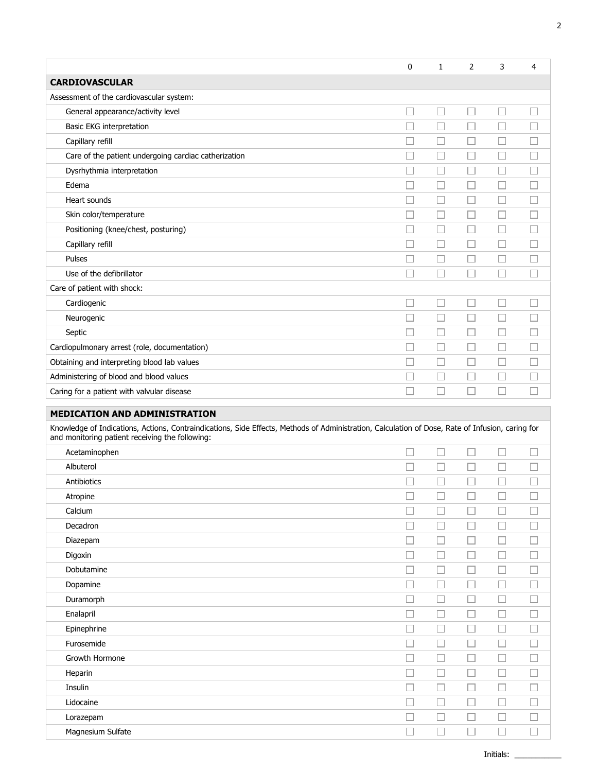| | 0 | 1 | 2 | 3 | 4 |
|---|---|---|---|---|---|
| **CARDIOVASCULAR** | | | | | |
| Assessment of the cardiovascular system: | | | | | |
| General appearance/activity level | ☐ | ☐ | ☐ | ☐ | ☐ |
| Basic EKG interpretation | ☐ | ☐ | ☐ | ☐ | ☐ |
| Capillary refill | ☐ | ☐ | ☐ | ☐ | ☐ |
| Care of the patient undergoing cardiac catherization | ☐ | ☐ | ☐ | ☐ | ☐ |
| Dysrhythmia interpretation | ☐ | ☐ | ☐ | ☐ | ☐ |
| Edema | ☐ | ☐ | ☐ | ☐ | ☐ |
| Heart sounds | ☐ | ☐ | ☐ | ☐ | ☐ |
| Skin color/temperature | ☐ | ☐ | ☐ | ☐ | ☐ |
| Positioning (knee/chest, posturing) | ☐ | ☐ | ☐ | ☐ | ☐ |
| Capillary refill | ☐ | ☐ | ☐ | ☐ | ☐ |
| Pulses | ☐ | ☐ | ☐ | ☐ | ☐ |
| Use of the defibrillator | ☐ | ☐ | ☐ | ☐ | ☐ |
| Care of patient with shock: | | | | | |
| Cardiogenic | ☐ | ☐ | ☐ | ☐ | ☐ |
| Neurogenic | ☐ | ☐ | ☐ | ☐ | ☐ |
| Septic | ☐ | ☐ | ☐ | ☐ | ☐ |
| Cardiopulmonary arrest (role, documentation) | ☐ | ☐ | ☐ | ☐ | ☐ |
| Obtaining and interpreting blood lab values | ☐ | ☐ | ☐ | ☐ | ☐ |
| Administering of blood and blood values | ☐ | ☐ | ☐ | ☐ | ☐ |
| Caring for a patient with valvular disease | ☐ | ☐ | ☐ | ☐ | ☐ |

| | | | | | |
|---|---|---|---|---|---|
| **MEDICATION AND ADMINISTRATION** | | | | | |
| Knowledge of Indications, Actions, Contraindications, Side Effects, Methods of Administration, Calculation of Dose, Rate of Infusion, caring for and monitoring patient receiving the following: | | | | | |
| Acetaminophen | ☐ | ☐ | ☐ | ☐ | ☐ |
| Albuterol | ☐ | ☐ | ☐ | ☐ | ☐ |
| Antibiotics | ☐ | ☐ | ☐ | ☐ | ☐ |
| Atropine | ☐ | ☐ | ☐ | ☐ | ☐ |
| Calcium | ☐ | ☐ | ☐ | ☐ | ☐ |
| Decadron | ☐ | ☐ | ☐ | ☐ | ☐ |
| Diazepam | ☐ | ☐ | ☐ | ☐ | ☐ |
| Digoxin | ☐ | ☐ | ☐ | ☐ | ☐ |
| Dobutamine | ☐ | ☐ | ☐ | ☐ | ☐ |
| Dopamine | ☐ | ☐ | ☐ | ☐ | ☐ |
| Duramorph | ☐ | ☐ | ☐ | ☐ | ☐ |
| Enalapril | ☐ | ☐ | ☐ | ☐ | ☐ |
| Epinephrine | ☐ | ☐ | ☐ | ☐ | ☐ |
| Furosemide | ☐ | ☐ | ☐ | ☐ | ☐ |
| Growth Hormone | ☐ | ☐ | ☐ | ☐ | ☐ |
| Heparin | ☐ | ☐ | ☐ | ☐ | ☐ |
| Insulin | ☐ | ☐ | ☐ | ☐ | ☐ |
| Lidocaine | ☐ | ☐ | ☐ | ☐ | ☐ |
| Lorazepam | ☐ | ☐ | ☐ | ☐ | ☐ |
| Magnesium Sulfate | ☐ | ☐ | ☐ | ☐ | ☐ |

Initials: ___________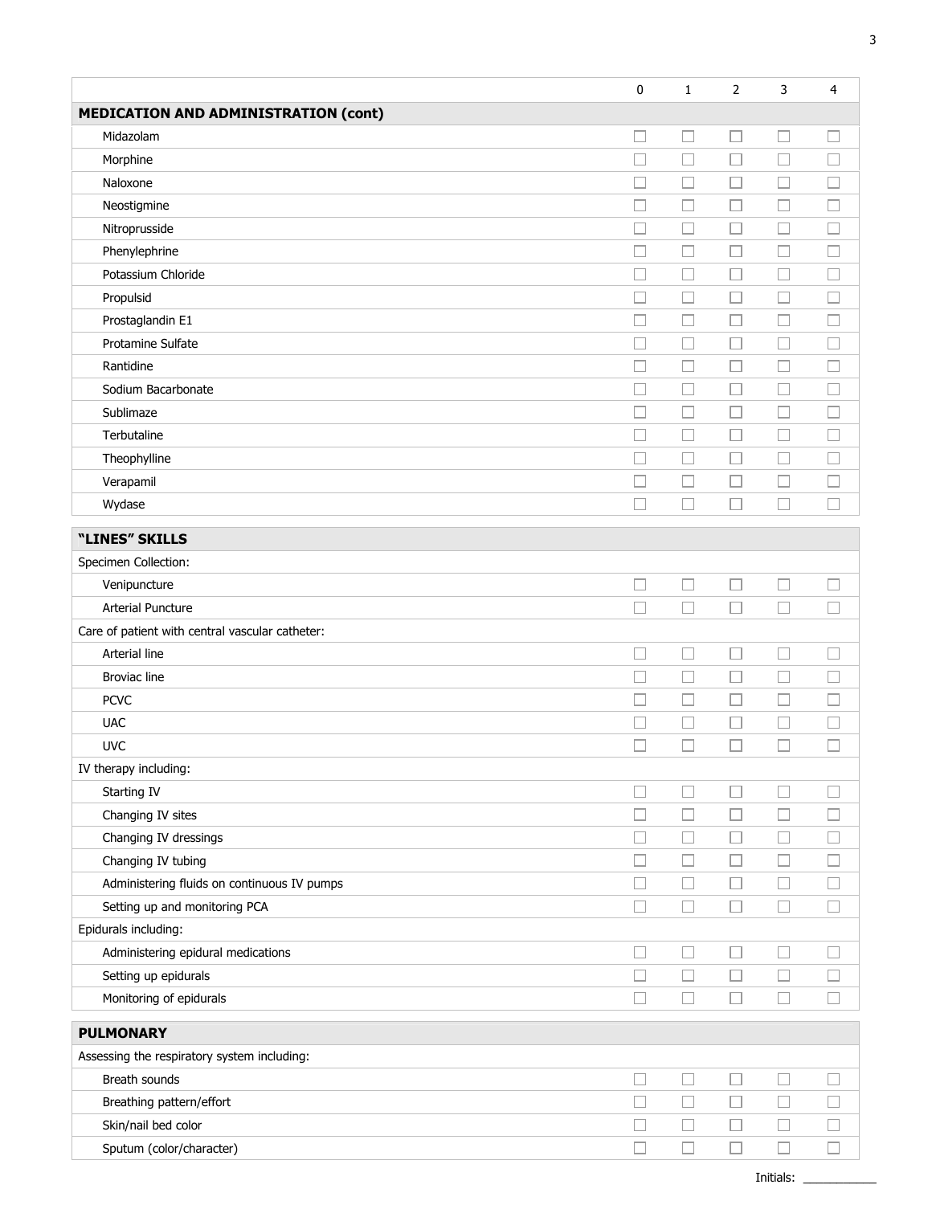| | 0 | 1 | 2 | 3 | 4 |
|---|---|---|---|---|---|
| **MEDICATION AND ADMINISTRATION (cont)** | | | | | |
| Midazolam | ☐ | ☐ | ☐ | ☐ | ☐ |
| Morphine | ☐ | ☐ | ☐ | ☐ | ☐ |
| Naloxone | ☐ | ☐ | ☐ | ☐ | ☐ |
| Neostigmine | ☐ | ☐ | ☐ | ☐ | ☐ |
| Nitroprusside | ☐ | ☐ | ☐ | ☐ | ☐ |
| Phenylephrine | ☐ | ☐ | ☐ | ☐ | ☐ |
| Potassium Chloride | ☐ | ☐ | ☐ | ☐ | ☐ |
| Propulsid | ☐ | ☐ | ☐ | ☐ | ☐ |
| Prostaglandin E1 | ☐ | ☐ | ☐ | ☐ | ☐ |
| Protamine Sulfate | ☐ | ☐ | ☐ | ☐ | ☐ |
| Rantidine | ☐ | ☐ | ☐ | ☐ | ☐ |
| Sodium Bacarbonate | ☐ | ☐ | ☐ | ☐ | ☐ |
| Sublimaze | ☐ | ☐ | ☐ | ☐ | ☐ |
| Terbutaline | ☐ | ☐ | ☐ | ☐ | ☐ |
| Theophylline | ☐ | ☐ | ☐ | ☐ | ☐ |
| Verapamil | ☐ | ☐ | ☐ | ☐ | ☐ |
| Wydase | ☐ | ☐ | ☐ | ☐ | ☐ |
| **"LINES" SKILLS** | | | | | |
| Specimen Collection: | | | | | |
| Venipuncture | ☐ | ☐ | ☐ | ☐ | ☐ |
| Arterial Puncture | ☐ | ☐ | ☐ | ☐ | ☐ |
| Care of patient with central vascular catheter: | | | | | |
| Arterial line | ☐ | ☐ | ☐ | ☐ | ☐ |
| Broviac line | ☐ | ☐ | ☐ | ☐ | ☐ |
| PCVC | ☐ | ☐ | ☐ | ☐ | ☐ |
| UAC | ☐ | ☐ | ☐ | ☐ | ☐ |
| UVC | ☐ | ☐ | ☐ | ☐ | ☐ |
| IV therapy including: | | | | | |
| Starting IV | ☐ | ☐ | ☐ | ☐ | ☐ |
| Changing IV sites | ☐ | ☐ | ☐ | ☐ | ☐ |
| Changing IV dressings | ☐ | ☐ | ☐ | ☐ | ☐ |
| Changing IV tubing | ☐ | ☐ | ☐ | ☐ | ☐ |
| Administering fluids on continuous IV pumps | ☐ | ☐ | ☐ | ☐ | ☐ |
| Setting up and monitoring PCA | ☐ | ☐ | ☐ | ☐ | ☐ |
| Epidurals including: | | | | | |
| Administering epidural medications | ☐ | ☐ | ☐ | ☐ | ☐ |
| Setting up epidurals | ☐ | ☐ | ☐ | ☐ | ☐ |
| Monitoring of epidurals | ☐ | ☐ | ☐ | ☐ | ☐ |
| **PULMONARY** | | | | | |
| Assessing the respiratory system including: | | | | | |
| Breath sounds | ☐ | ☐ | ☐ | ☐ | ☐ |
| Breathing pattern/effort | ☐ | ☐ | ☐ | ☐ | ☐ |
| Skin/nail bed color | ☐ | ☐ | ☐ | ☐ | ☐ |
| Sputum (color/character) | ☐ | ☐ | ☐ | ☐ | ☐ |

Initials: ___________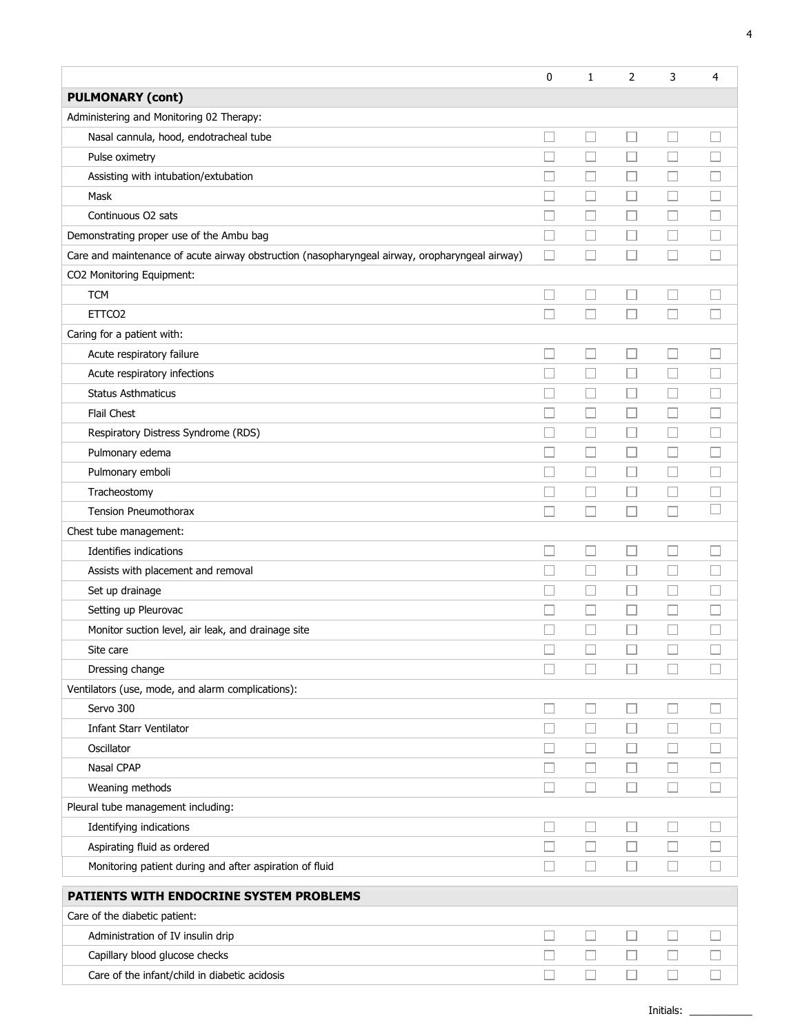| | 0 | 1 | 2 | 3 | 4 |
|---|---|---|---|---|---|
| **PULMONARY (cont)** | | | | | |
| Administering and Monitoring 02 Therapy: | | | | | |
| Nasal cannula, hood, endotracheal tube | ☐ | ☐ | ☐ | ☐ | ☐ |
| Pulse oximetry | ☐ | ☐ | ☐ | ☐ | ☐ |
| Assisting with intubation/extubation | ☐ | ☐ | ☐ | ☐ | ☐ |
| Mask | ☐ | ☐ | ☐ | ☐ | ☐ |
| Continuous O2 sats | ☐ | ☐ | ☐ | ☐ | ☐ |
| Demonstrating proper use of the Ambu bag | ☐ | ☐ | ☐ | ☐ | ☐ |
| Care and maintenance of acute airway obstruction (nasopharyngeal airway, oropharyngeal airway) | ☐ | ☐ | ☐ | ☐ | ☐ |
| CO2 Monitoring Equipment: | | | | | |
| TCM | ☐ | ☐ | ☐ | ☐ | ☐ |
| ETTCO2 | ☐ | ☐ | ☐ | ☐ | ☐ |
| Caring for a patient with: | | | | | |
| Acute respiratory failure | ☐ | ☐ | ☐ | ☐ | ☐ |
| Acute respiratory infections | ☐ | ☐ | ☐ | ☐ | ☐ |
| Status Asthmaticus | ☐ | ☐ | ☐ | ☐ | ☐ |
| Flail Chest | ☐ | ☐ | ☐ | ☐ | ☐ |
| Respiratory Distress Syndrome (RDS) | ☐ | ☐ | ☐ | ☐ | ☐ |
| Pulmonary edema | ☐ | ☐ | ☐ | ☐ | ☐ |
| Pulmonary emboli | ☐ | ☐ | ☐ | ☐ | ☐ |
| Tracheostomy | ☐ | ☐ | ☐ | ☐ | ☐ |
| Tension Pneumothorax | ☐ | ☐ | ☐ | ☐ | ☐ |
| Chest tube management: | | | | | |
| Identifies indications | ☐ | ☐ | ☐ | ☐ | ☐ |
| Assists with placement and removal | ☐ | ☐ | ☐ | ☐ | ☐ |
| Set up drainage | ☐ | ☐ | ☐ | ☐ | ☐ |
| Setting up Pleurovac | ☐ | ☐ | ☐ | ☐ | ☐ |
| Monitor suction level, air leak, and drainage site | ☐ | ☐ | ☐ | ☐ | ☐ |
| Site care | ☐ | ☐ | ☐ | ☐ | ☐ |
| Dressing change | ☐ | ☐ | ☐ | ☐ | ☐ |
| Ventilators (use, mode, and alarm complications): | | | | | |
| Servo 300 | ☐ | ☐ | ☐ | ☐ | ☐ |
| Infant Starr Ventilator | ☐ | ☐ | ☐ | ☐ | ☐ |
| Oscillator | ☐ | ☐ | ☐ | ☐ | ☐ |
| Nasal CPAP | ☐ | ☐ | ☐ | ☐ | ☐ |
| Weaning methods | ☐ | ☐ | ☐ | ☐ | ☐ |
| Pleural tube management including: | | | | | |
| Identifying indications | ☐ | ☐ | ☐ | ☐ | ☐ |
| Aspirating fluid as ordered | ☐ | ☐ | ☐ | ☐ | ☐ |
| Monitoring patient during and after aspiration of fluid | ☐ | ☐ | ☐ | ☐ | ☐ |

| **PATIENTS WITH ENDOCRINE SYSTEM PROBLEMS** | | | | | |
|---|---|---|---|---|---|
| Care of the diabetic patient: | | | | | |
| Administration of IV insulin drip | ☐ | ☐ | ☐ | ☐ | ☐ |
| Capillary blood glucose checks | ☐ | ☐ | ☐ | ☐ | ☐ |
| Care of the infant/child in diabetic acidosis | ☐ | ☐ | ☐ | ☐ | ☐ |

Initials: ___________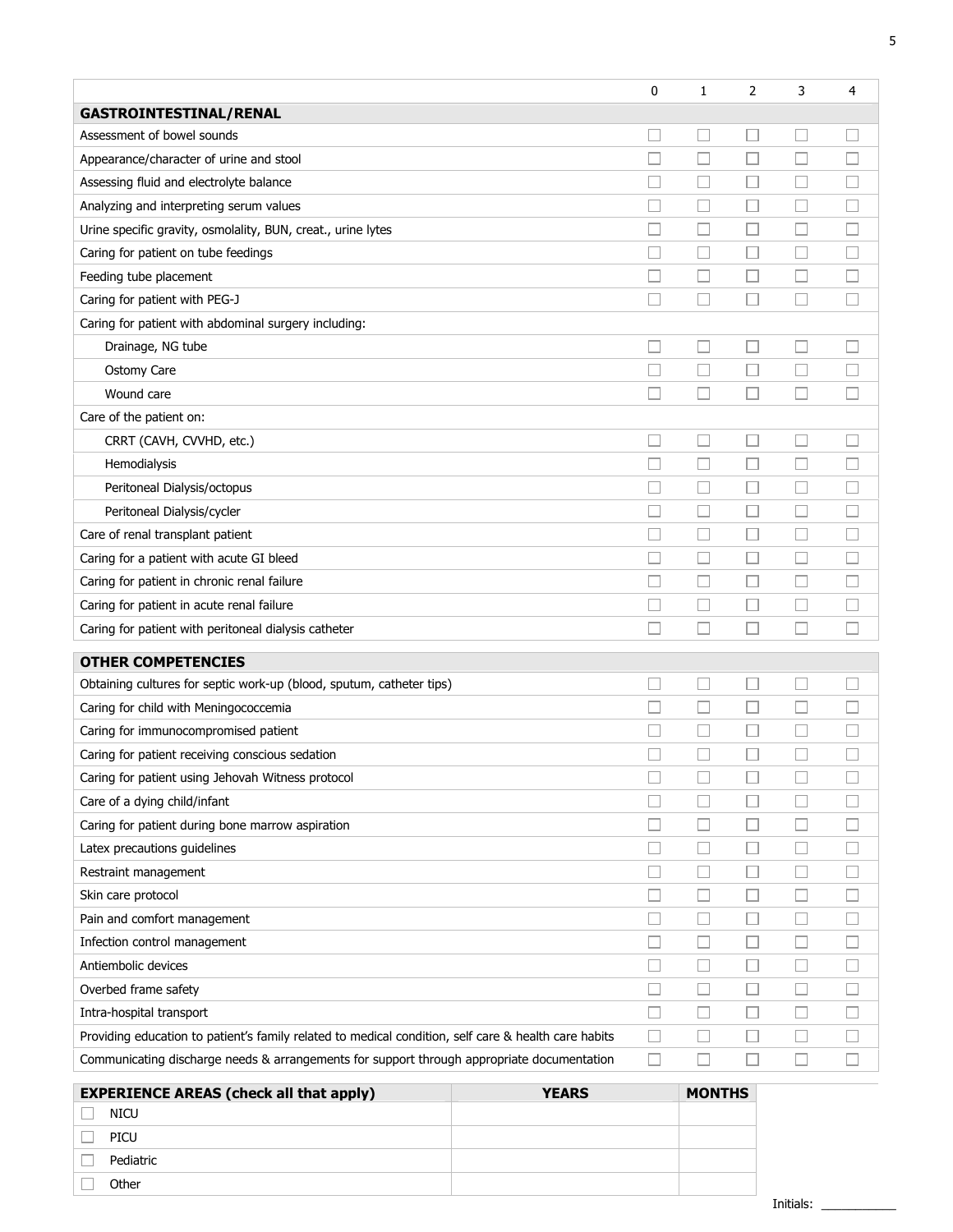| | 0 | 1 | 2 | 3 | 4 |
|---|---|---|---|---|---|
| **GASTROINTESTINAL/RENAL** | | | | | |
| Assessment of bowel sounds | ☐ | ☐ | ☐ | ☐ | ☐ |
| Appearance/character of urine and stool | ☐ | ☐ | ☐ | ☐ | ☐ |
| Assessing fluid and electrolyte balance | ☐ | ☐ | ☐ | ☐ | ☐ |
| Analyzing and interpreting serum values | ☐ | ☐ | ☐ | ☐ | ☐ |
| Urine specific gravity, osmolality, BUN, creat., urine lytes | ☐ | ☐ | ☐ | ☐ | ☐ |
| Caring for patient on tube feedings | ☐ | ☐ | ☐ | ☐ | ☐ |
| Feeding tube placement | ☐ | ☐ | ☐ | ☐ | ☐ |
| Caring for patient with PEG-J | ☐ | ☐ | ☐ | ☐ | ☐ |
| Caring for patient with abdominal surgery including: | | | | | |
| Drainage, NG tube | ☐ | ☐ | ☐ | ☐ | ☐ |
| Ostomy Care | ☐ | ☐ | ☐ | ☐ | ☐ |
| Wound care | ☐ | ☐ | ☐ | ☐ | ☐ |
| Care of the patient on: | | | | | |
| CRRT (CAVH, CVVHD, etc.) | ☐ | ☐ | ☐ | ☐ | ☐ |
| Hemodialysis | ☐ | ☐ | ☐ | ☐ | ☐ |
| Peritoneal Dialysis/octopus | ☐ | ☐ | ☐ | ☐ | ☐ |
| Peritoneal Dialysis/cycler | ☐ | ☐ | ☐ | ☐ | ☐ |
| Care of renal transplant patient | ☐ | ☐ | ☐ | ☐ | ☐ |
| Caring for a patient with acute GI bleed | ☐ | ☐ | ☐ | ☐ | ☐ |
| Caring for patient in chronic renal failure | ☐ | ☐ | ☐ | ☐ | ☐ |
| Caring for patient in acute renal failure | ☐ | ☐ | ☐ | ☐ | ☐ |
| Caring for patient with peritoneal dialysis catheter | ☐ | ☐ | ☐ | ☐ | ☐ |
| **OTHER COMPETENCIES** | | | | | |
| Obtaining cultures for septic work-up (blood, sputum, catheter tips) | ☐ | ☐ | ☐ | ☐ | ☐ |
| Caring for child with Meningococcemia | ☐ | ☐ | ☐ | ☐ | ☐ |
| Caring for immunocompromised patient | ☐ | ☐ | ☐ | ☐ | ☐ |
| Caring for patient receiving conscious sedation | ☐ | ☐ | ☐ | ☐ | ☐ |
| Caring for patient using Jehovah Witness protocol | ☐ | ☐ | ☐ | ☐ | ☐ |
| Care of a dying child/infant | ☐ | ☐ | ☐ | ☐ | ☐ |
| Caring for patient during bone marrow aspiration | ☐ | ☐ | ☐ | ☐ | ☐ |
| Latex precautions guidelines | ☐ | ☐ | ☐ | ☐ | ☐ |
| Restraint management | ☐ | ☐ | ☐ | ☐ | ☐ |
| Skin care protocol | ☐ | ☐ | ☐ | ☐ | ☐ |
| Pain and comfort management | ☐ | ☐ | ☐ | ☐ | ☐ |
| Infection control management | ☐ | ☐ | ☐ | ☐ | ☐ |
| Antiembolic devices | ☐ | ☐ | ☐ | ☐ | ☐ |
| Overbed frame safety | ☐ | ☐ | ☐ | ☐ | ☐ |
| Intra-hospital transport | ☐ | ☐ | ☐ | ☐ | ☐ |
| Providing education to patient's family related to medical condition, self care & health care habits | ☐ | ☐ | ☐ | ☐ | ☐ |
| Communicating discharge needs & arrangements for support through appropriate documentation | ☐ | ☐ | ☐ | ☐ | ☐ |

| EXPERIENCE AREAS (check all that apply) | YEARS | MONTHS |
|---|---|---|
| ☐ NICU | | |
| ☐ PICU | | |
| ☐ Pediatric | | |
| ☐ Other | | |

Initials: ___________